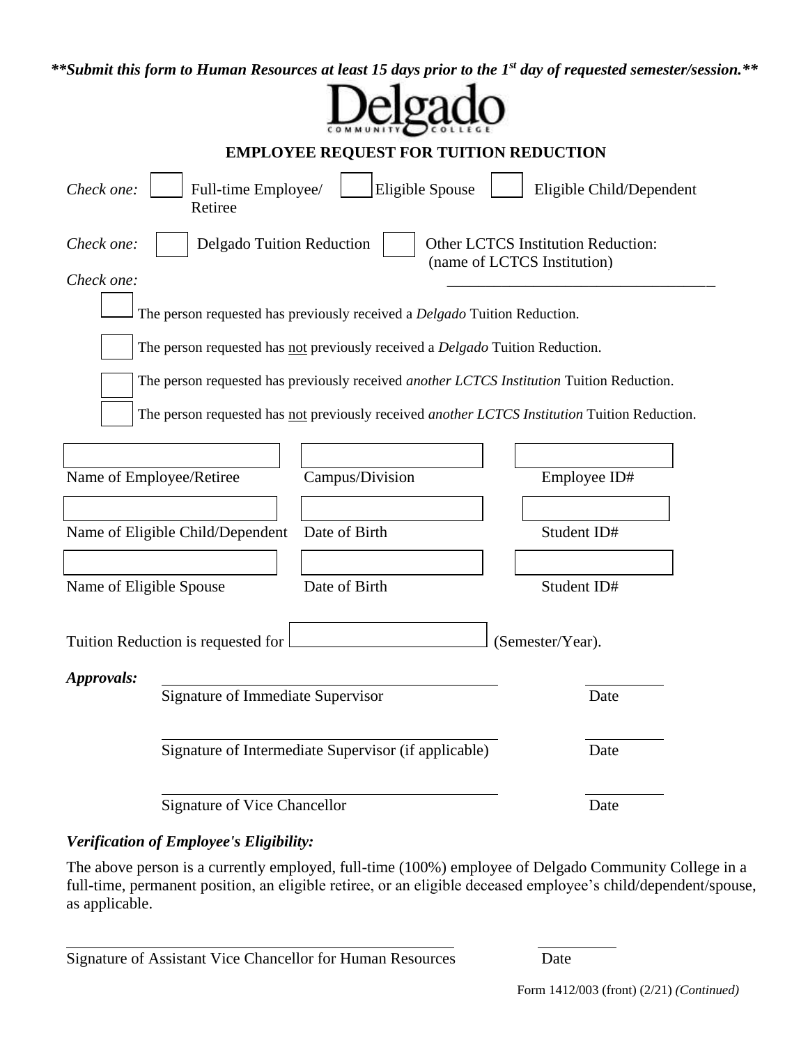***\*\*Submit this form to Human Resources at least 15 days prior to the 1st day of requested semester/session.\*\****

Delgado
COMMUNITY COLLEGE

## EMPLOYEE REQUEST FOR TUITION REDUCTION

*Check one:* ☐ Full-time Employee/ Retiree ☐ Eligible Spouse ☐ Eligible Child/Dependent

*Check one:* ☐ Delgado Tuition Reduction ☐ Other LCTCS Institution Reduction: (name of LCTCS Institution) ______________________________

*Check one:*

☐ The person requested has previously received a *Delgado* Tuition Reduction.

☐ The person requested has <u>not</u> previously received a *Delgado* Tuition Reduction.

☐ The person requested has previously received *another LCTCS Institution* Tuition Reduction.

☐ The person requested has <u>not</u> previously received *another LCTCS Institution* Tuition Reduction.

| | | |
|---|---|---|
| Name of Employee/Retiree | Campus/Division | Employee ID# |
| Name of Eligible Child/Dependent | Date of Birth | Student ID# |
| Name of Eligible Spouse | Date of Birth | Student ID# |

Tuition Reduction is requested for ____________________ (Semester/Year).

***Approvals:***

______________________________ ____________
Signature of Immediate Supervisor Date

______________________________ ____________
Signature of Intermediate Supervisor (if applicable) Date

______________________________ ____________
Signature of Vice Chancellor Date

***Verification of Employee's Eligibility:***

The above person is a currently employed, full-time (100%) employee of Delgado Community College in a full-time, permanent position, an eligible retiree, or an eligible deceased employee's child/dependent/spouse, as applicable.

______________________________ ____________
Signature of Assistant Vice Chancellor for Human Resources Date

Form 1412/003 (front) (2/21) *(Continued)*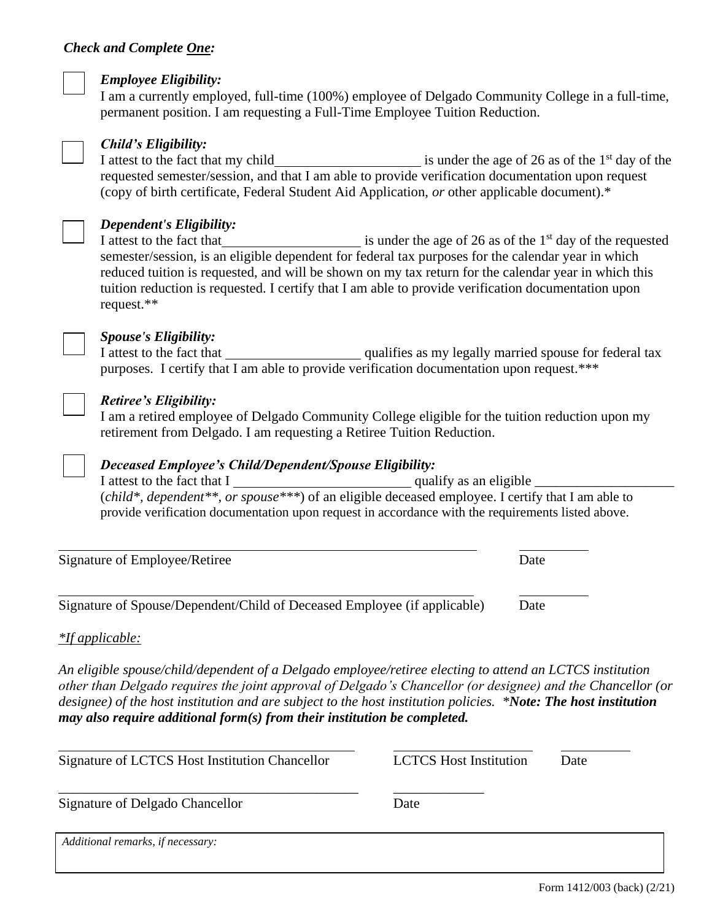***Check and Complete One:***

☐ ***Employee Eligibility:***
I am a currently employed, full-time (100%) employee of Delgado Community College in a full-time, permanent position. I am requesting a Full-Time Employee Tuition Reduction.

☐ ***Child's Eligibility:***
I attest to the fact that my child____________________ is under the age of 26 as of the 1st day of the requested semester/session, and that I am able to provide verification documentation upon request (copy of birth certificate, Federal Student Aid Application, *or* other applicable document).*

☐ ***Dependent's Eligibility:***
I attest to the fact that____________________ is under the age of 26 as of the 1st day of the requested semester/session, is an eligible dependent for federal tax purposes for the calendar year in which reduced tuition is requested, and will be shown on my tax return for the calendar year in which this tuition reduction is requested. I certify that I am able to provide verification documentation upon request.**

☐ ***Spouse's Eligibility:***
I attest to the fact that ____________________ qualifies as my legally married spouse for federal tax purposes. I certify that I am able to provide verification documentation upon request.***

☐ ***Retiree's Eligibility:***
I am a retired employee of Delgado Community College eligible for the tuition reduction upon my retirement from Delgado. I am requesting a Retiree Tuition Reduction.

☐ ***Deceased Employee's Child/Dependent/Spouse Eligibility:***
I attest to the fact that I _________________________ qualify as an eligible ____________________ (*child*, dependent**, or spouse****) of an eligible deceased employee. I certify that I am able to provide verification documentation upon request in accordance with the requirements listed above.

____________________________________________________________ __________
Signature of Employee/Retiree Date

____________________________________________________________ __________
Signature of Spouse/Dependent/Child of Deceased Employee (if applicable) Date

*If applicable:*

*An eligible spouse/child/dependent of a Delgado employee/retiree electing to attend an LCTCS institution other than Delgado requires the joint approval of Delgado's Chancellor (or designee) and the Chancellor (or designee) of the host institution and are subject to the host institution policies.* ****Note: The host institution may also require additional form(s) from their institution be completed.***

____________________________________________ ____________________ __________
Signature of LCTCS Host Institution Chancellor LCTCS Host Institution Date

____________________________________________ ____________
Signature of Delgado Chancellor Date

*Additional remarks, if necessary:*

Form 1412/003 (back) (2/21)